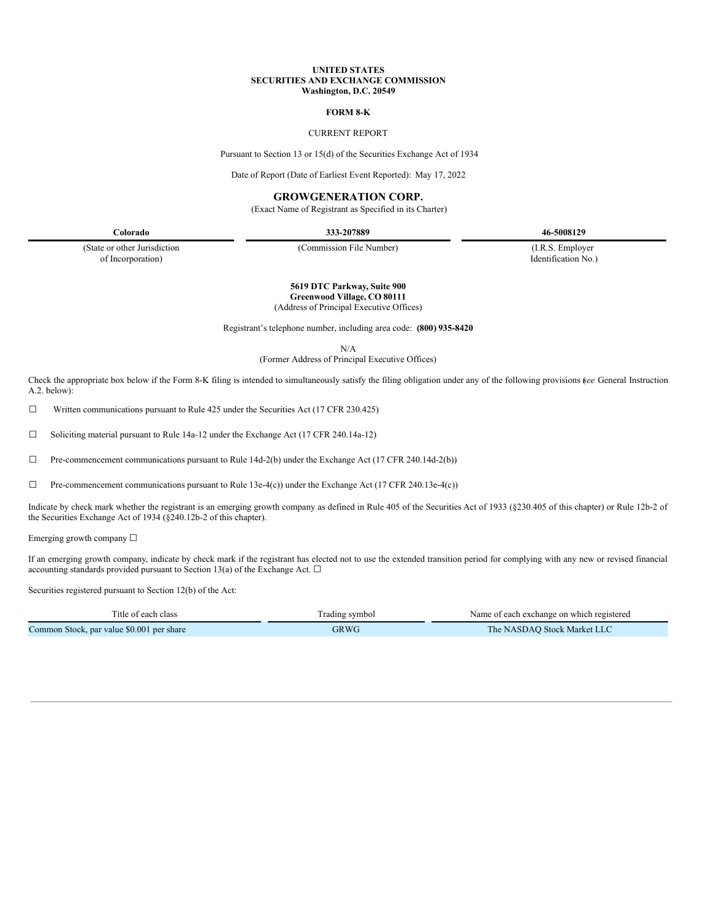**UNITED STATES**
**SECURITIES AND EXCHANGE COMMISSION**
**Washington, D.C. 20549**

**FORM 8-K**

CURRENT REPORT

Pursuant to Section 13 or 15(d) of the Securities Exchange Act of 1934

Date of Report (Date of Earliest Event Reported): May 17, 2022

# GROWGENERATION CORP.

(Exact Name of Registrant as Specified in its Charter)

| **Colorado** | **333-207889** | **46-5008129** |
|---|---|---|
| (State or other Jurisdiction of Incorporation) | (Commission File Number) | (I.R.S. Employer Identification No.) |

**5619 DTC Parkway, Suite 900**
**Greenwood Village, CO 80111**
(Address of Principal Executive Offices)

Registrant's telephone number, including area code: **(800) 935-8420**

N/A
(Former Address of Principal Executive Offices)

Check the appropriate box below if the Form 8-K filing is intended to simultaneously satisfy the filing obligation under any of the following provisions (*see* General Instruction A.2. below):

☐ Written communications pursuant to Rule 425 under the Securities Act (17 CFR 230.425)

☐ Soliciting material pursuant to Rule 14a-12 under the Exchange Act (17 CFR 240.14a-12)

☐ Pre-commencement communications pursuant to Rule 14d-2(b) under the Exchange Act (17 CFR 240.14d-2(b))

☐ Pre-commencement communications pursuant to Rule 13e-4(c)) under the Exchange Act (17 CFR 240.13e-4(c))

Indicate by check mark whether the registrant is an emerging growth company as defined in Rule 405 of the Securities Act of 1933 (§230.405 of this chapter) or Rule 12b-2 of the Securities Exchange Act of 1934 (§240.12b-2 of this chapter).

Emerging growth company ☐

If an emerging growth company, indicate by check mark if the registrant has elected not to use the extended transition period for complying with any new or revised financial accounting standards provided pursuant to Section 13(a) of the Exchange Act. ☐

Securities registered pursuant to Section 12(b) of the Act:

| Title of each class | Trading symbol | Name of each exchange on which registered |
|---|---|---|
| Common Stock, par value $0.001 per share | GRWG | The NASDAQ Stock Market LLC |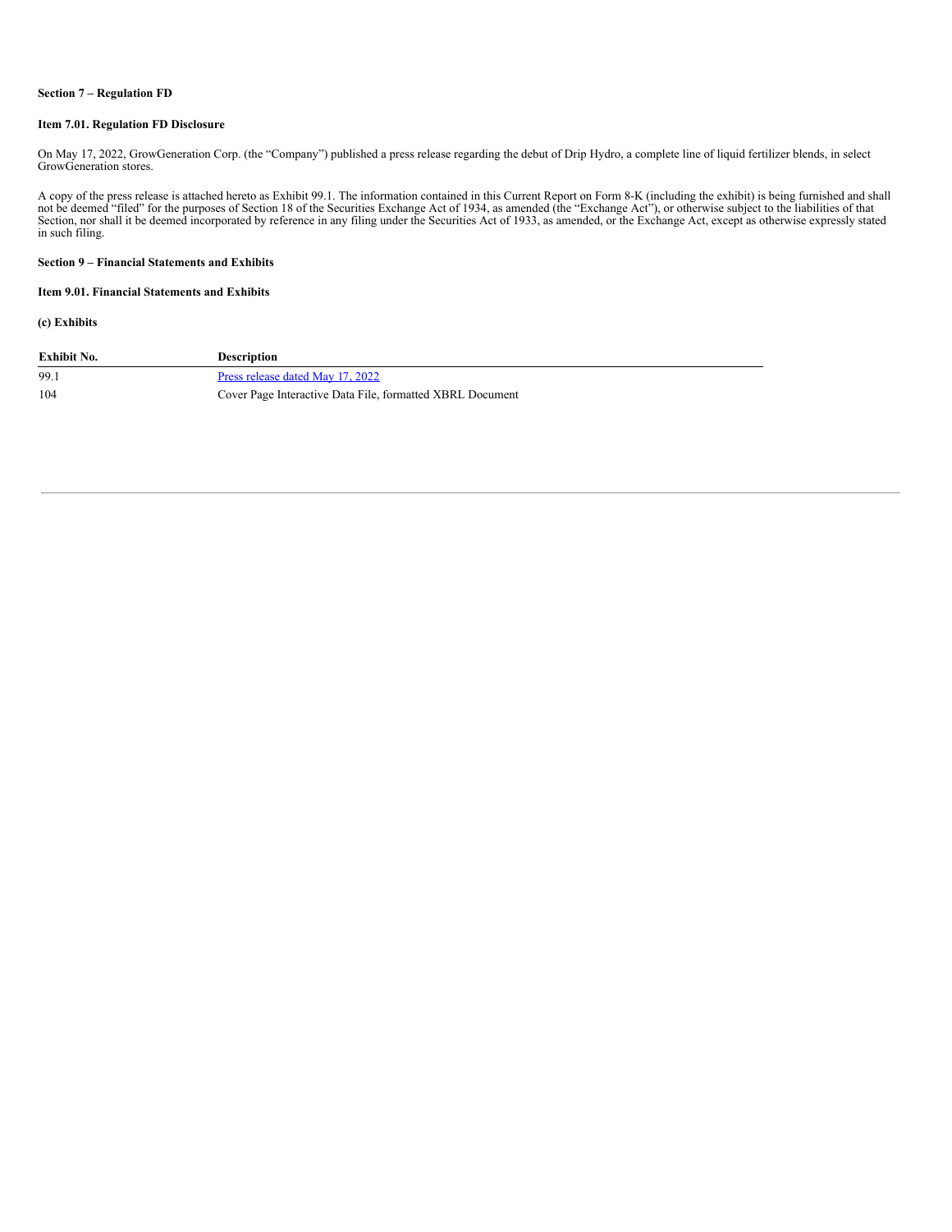**Section 7 – Regulation FD**

**Item 7.01. Regulation FD Disclosure**

On May 17, 2022, GrowGeneration Corp. (the "Company") published a press release regarding the debut of Drip Hydro, a complete line of liquid fertilizer blends, in select GrowGeneration stores.

A copy of the press release is attached hereto as Exhibit 99.1. The information contained in this Current Report on Form 8-K (including the exhibit) is being furnished and shall not be deemed "filed" for the purposes of Section 18 of the Securities Exchange Act of 1934, as amended (the "Exchange Act"), or otherwise subject to the liabilities of that Section, nor shall it be deemed incorporated by reference in any filing under the Securities Act of 1933, as amended, or the Exchange Act, except as otherwise expressly stated in such filing.

**Section 9 – Financial Statements and Exhibits**

**Item 9.01. Financial Statements and Exhibits**

**(c) Exhibits**

| Exhibit No. | Description |
|---|---|
| 99.1 | Press release dated May 17, 2022 |
| 104 | Cover Page Interactive Data File, formatted XBRL Document |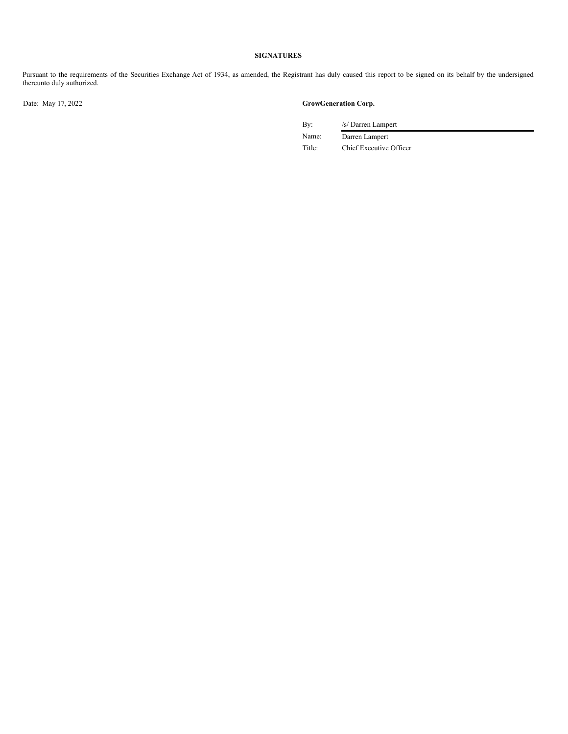**SIGNATURES**

Pursuant to the requirements of the Securities Exchange Act of 1934, as amended, the Registrant has duly caused this report to be signed on its behalf by the undersigned thereunto duly authorized.

Date: May 17, 2022

**GrowGeneration Corp.**

| | |
|---|---|
| By: | /s/ Darren Lampert |
| Name: | Darren Lampert |
| Title: | Chief Executive Officer |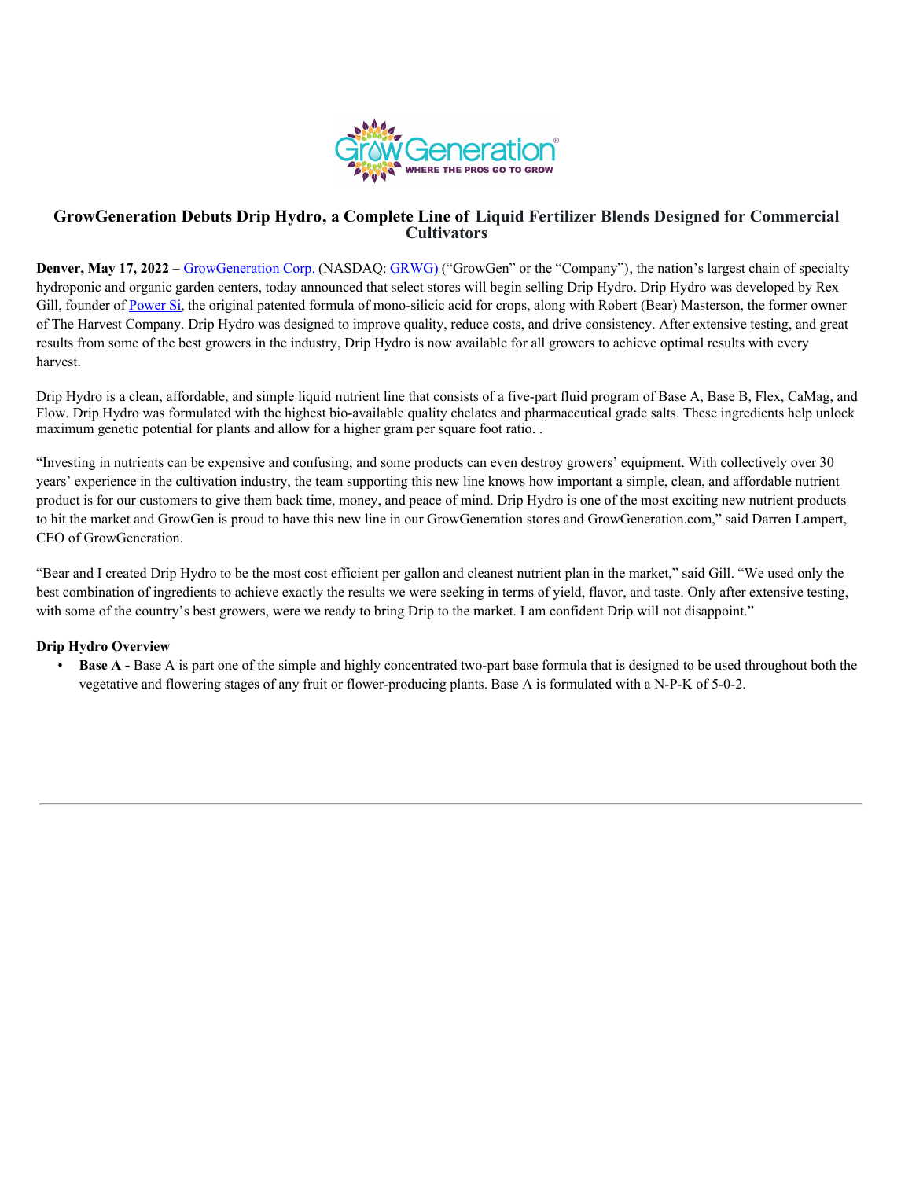## GrowGeneration Debuts Drip Hydro, a Complete Line of Liquid Fertilizer Blends Designed for Commercial Cultivators

**Denver, May 17, 2022 –** GrowGeneration Corp. (NASDAQ: GRWG) ("GrowGen" or the "Company"), the nation's largest chain of specialty hydroponic and organic garden centers, today announced that select stores will begin selling Drip Hydro. Drip Hydro was developed by Rex Gill, founder of Power Si, the original patented formula of mono-silicic acid for crops, along with Robert (Bear) Masterson, the former owner of The Harvest Company. Drip Hydro was designed to improve quality, reduce costs, and drive consistency. After extensive testing, and great results from some of the best growers in the industry, Drip Hydro is now available for all growers to achieve optimal results with every harvest.

Drip Hydro is a clean, affordable, and simple liquid nutrient line that consists of a five-part fluid program of Base A, Base B, Flex, CaMag, and Flow. Drip Hydro was formulated with the highest bio-available quality chelates and pharmaceutical grade salts. These ingredients help unlock maximum genetic potential for plants and allow for a higher gram per square foot ratio. .

"Investing in nutrients can be expensive and confusing, and some products can even destroy growers' equipment. With collectively over 30 years' experience in the cultivation industry, the team supporting this new line knows how important a simple, clean, and affordable nutrient product is for our customers to give them back time, money, and peace of mind. Drip Hydro is one of the most exciting new nutrient products to hit the market and GrowGen is proud to have this new line in our GrowGeneration stores and GrowGeneration.com," said Darren Lampert, CEO of GrowGeneration.

"Bear and I created Drip Hydro to be the most cost efficient per gallon and cleanest nutrient plan in the market," said Gill. "We used only the best combination of ingredients to achieve exactly the results we were seeking in terms of yield, flavor, and taste. Only after extensive testing, with some of the country's best growers, were we ready to bring Drip to the market. I am confident Drip will not disappoint."

**Drip Hydro Overview**

- **Base A -** Base A is part one of the simple and highly concentrated two-part base formula that is designed to be used throughout both the vegetative and flowering stages of any fruit or flower-producing plants. Base A is formulated with a N-P-K of 5-0-2.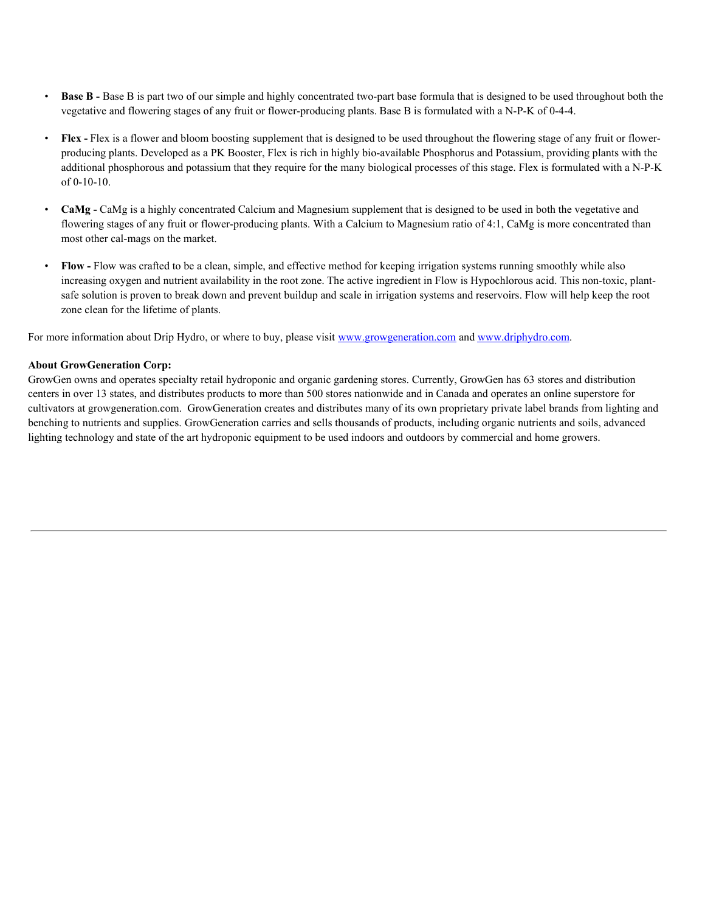- **Base B -** Base B is part two of our simple and highly concentrated two-part base formula that is designed to be used throughout both the vegetative and flowering stages of any fruit or flower-producing plants. Base B is formulated with a N-P-K of 0-4-4.

- **Flex -** Flex is a flower and bloom boosting supplement that is designed to be used throughout the flowering stage of any fruit or flower-producing plants. Developed as a PK Booster, Flex is rich in highly bio-available Phosphorus and Potassium, providing plants with the additional phosphorous and potassium that they require for the many biological processes of this stage. Flex is formulated with a N-P-K of 0-10-10.

- **CaMg -** CaMg is a highly concentrated Calcium and Magnesium supplement that is designed to be used in both the vegetative and flowering stages of any fruit or flower-producing plants. With a Calcium to Magnesium ratio of 4:1, CaMg is more concentrated than most other cal-mags on the market.

- **Flow -** Flow was crafted to be a clean, simple, and effective method for keeping irrigation systems running smoothly while also increasing oxygen and nutrient availability in the root zone. The active ingredient in Flow is Hypochlorous acid. This non-toxic, plant-safe solution is proven to break down and prevent buildup and scale in irrigation systems and reservoirs. Flow will help keep the root zone clean for the lifetime of plants.

For more information about Drip Hydro, or where to buy, please visit [www.growgeneration.com](http://www.growgeneration.com) and [www.driphydro.com](http://www.driphydro.com).

**About GrowGeneration Corp:**

GrowGen owns and operates specialty retail hydroponic and organic gardening stores. Currently, GrowGen has 63 stores and distribution centers in over 13 states, and distributes products to more than 500 stores nationwide and in Canada and operates an online superstore for cultivators at growgeneration.com. GrowGeneration creates and distributes many of its own proprietary private label brands from lighting and benching to nutrients and supplies. GrowGeneration carries and sells thousands of products, including organic nutrients and soils, advanced lighting technology and state of the art hydroponic equipment to be used indoors and outdoors by commercial and home growers.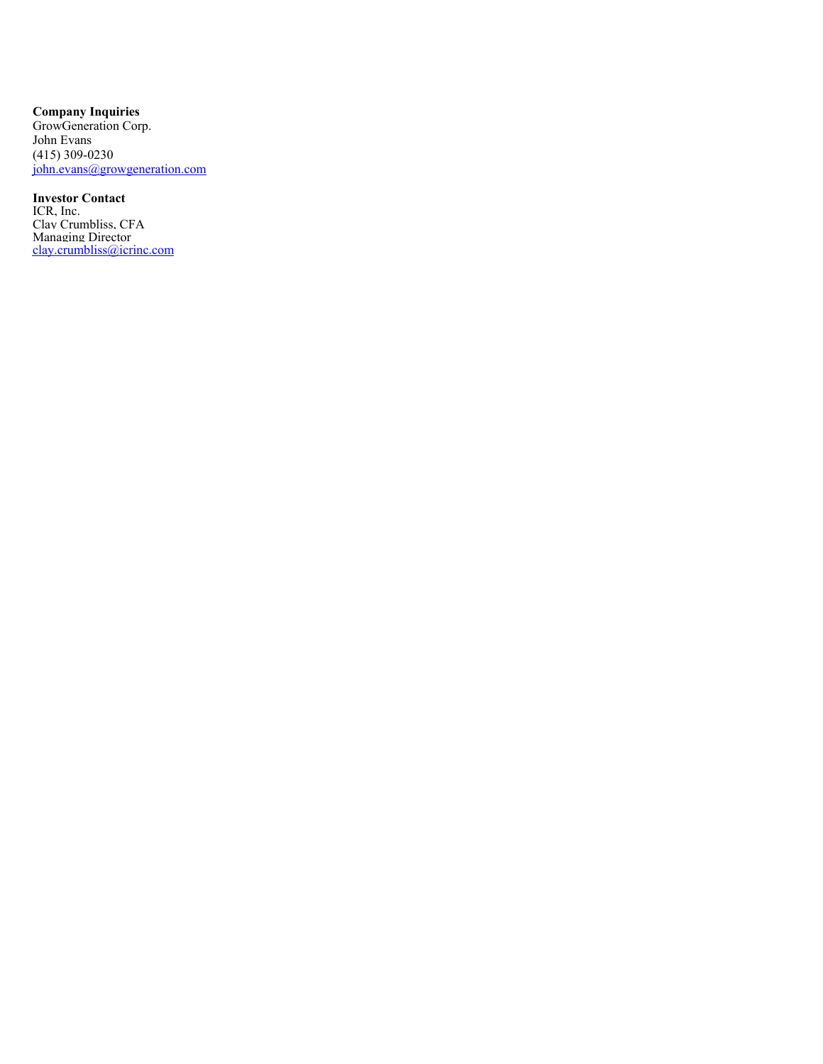**Company Inquiries**
GrowGeneration Corp.
John Evans
(415) 309-0230
john.evans@growgeneration.com

**Investor Contact**
ICR, Inc.
Clay Crumbliss, CFA
Managing Director
clay.crumbliss@icrinc.com